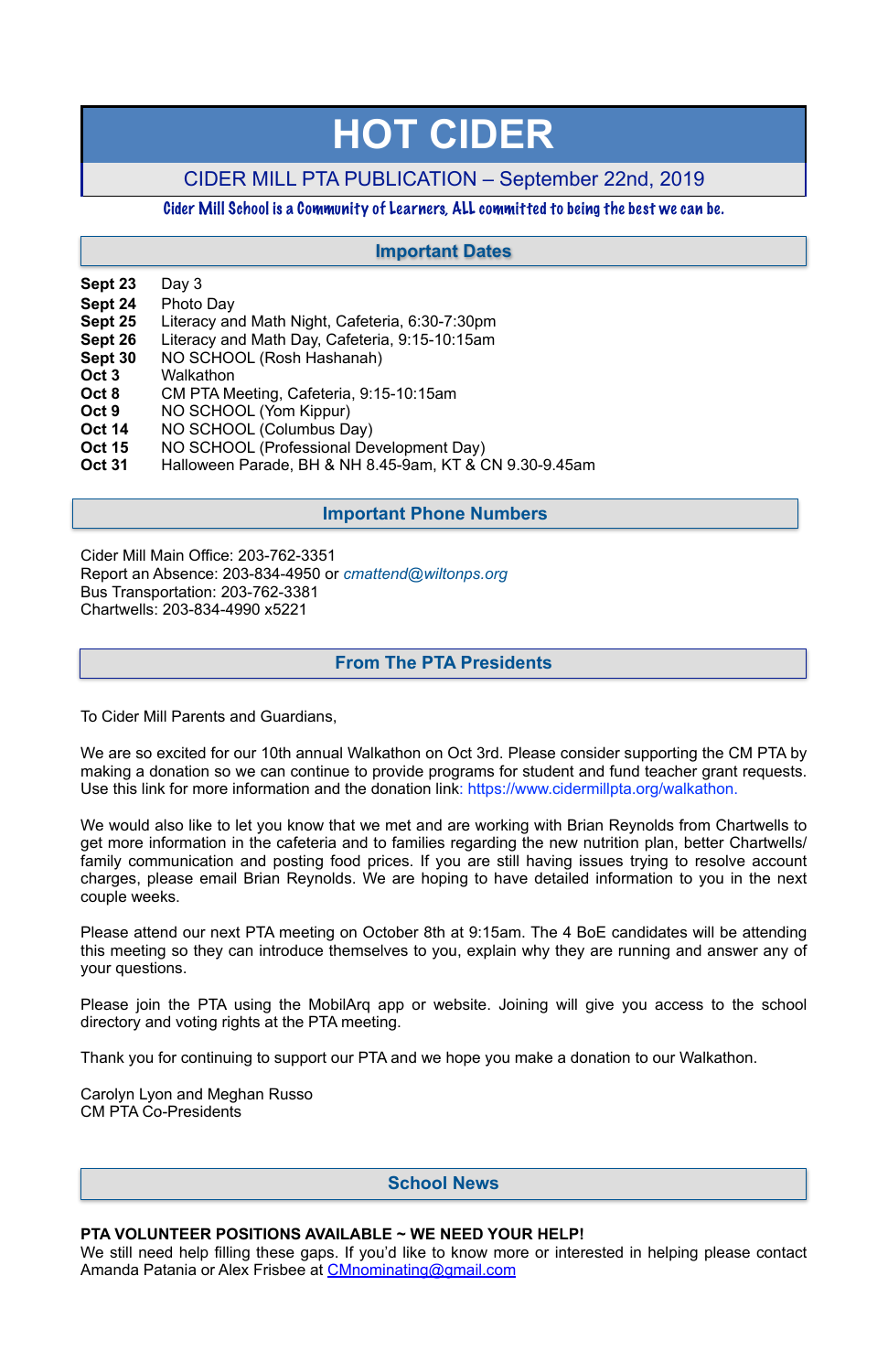# HOT CIDER

## CIDER MILL PTA PUBLICATION – September 22nd, 2019

**Cider Mill School is a Community of Learners, ALL committed to being the best we can be.**

## Important Dates

| | |
|---|---|
| **Sept 23** | Day 3 |
| **Sept 24** | Photo Day |
| **Sept 25** | Literacy and Math Night, Cafeteria, 6:30-7:30pm |
| **Sept 26** | Literacy and Math Day, Cafeteria, 9:15-10:15am |
| **Sept 30** | NO SCHOOL (Rosh Hashanah) |
| **Oct 3** | Walkathon |
| **Oct 8** | CM PTA Meeting, Cafeteria, 9:15-10:15am |
| **Oct 9** | NO SCHOOL (Yom Kippur) |
| **Oct 14** | NO SCHOOL (Columbus Day) |
| **Oct 15** | NO SCHOOL (Professional Development Day) |
| **Oct 31** | Halloween Parade, BH & NH 8.45-9am, KT & CN 9.30-9.45am |

## Important Phone Numbers

Cider Mill Main Office: 203-762-3351
Report an Absence: 203-834-4950 or *cmattend@wiltonps.org*
Bus Transportation: 203-762-3381
Chartwells: 203-834-4990 x5221

## From The PTA Presidents

To Cider Mill Parents and Guardians,

We are so excited for our 10th annual Walkathon on Oct 3rd. Please consider supporting the CM PTA by making a donation so we can continue to provide programs for student and fund teacher grant requests. Use this link for more information and the donation link: https://www.cidermillpta.org/walkathon.

We would also like to let you know that we met and are working with Brian Reynolds from Chartwells to get more information in the cafeteria and to families regarding the new nutrition plan, better Chartwells/family communication and posting food prices. If you are still having issues trying to resolve account charges, please email Brian Reynolds. We are hoping to have detailed information to you in the next couple weeks.

Please attend our next PTA meeting on October 8th at 9:15am. The 4 BoE candidates will be attending this meeting so they can introduce themselves to you, explain why they are running and answer any of your questions.

Please join the PTA using the MobilArq app or website. Joining will give you access to the school directory and voting rights at the PTA meeting.

Thank you for continuing to support our PTA and we hope you make a donation to our Walkathon.

Carolyn Lyon and Meghan Russo
CM PTA Co-Presidents

## School News

**PTA VOLUNTEER POSITIONS AVAILABLE ~ WE NEED YOUR HELP!**
We still need help filling these gaps. If you'd like to know more or interested in helping please contact Amanda Patania or Alex Frisbee at CMnominating@gmail.com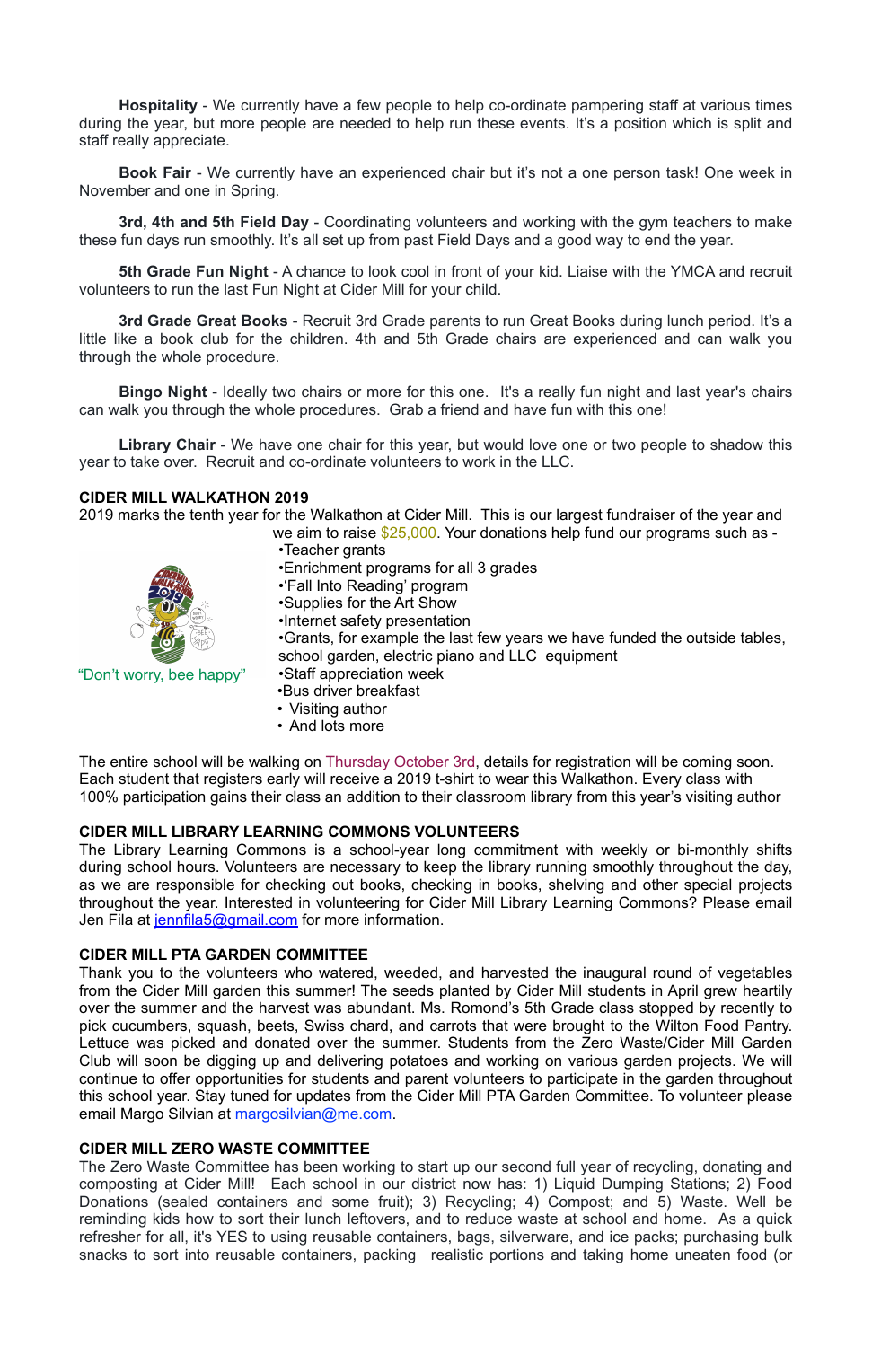**Hospitality** - We currently have a few people to help co-ordinate pampering staff at various times during the year, but more people are needed to help run these events. It's a position which is split and staff really appreciate.

**Book Fair** - We currently have an experienced chair but it's not a one person task! One week in November and one in Spring.

**3rd, 4th and 5th Field Day** - Coordinating volunteers and working with the gym teachers to make these fun days run smoothly. It's all set up from past Field Days and a good way to end the year.

**5th Grade Fun Night** - A chance to look cool in front of your kid. Liaise with the YMCA and recruit volunteers to run the last Fun Night at Cider Mill for your child.

**3rd Grade Great Books** - Recruit 3rd Grade parents to run Great Books during lunch period. It's a little like a book club for the children. 4th and 5th Grade chairs are experienced and can walk you through the whole procedure.

**Bingo Night** - Ideally two chairs or more for this one. It's a really fun night and last year's chairs can walk you through the whole procedures. Grab a friend and have fun with this one!

**Library Chair** - We have one chair for this year, but would love one or two people to shadow this year to take over. Recruit and co-ordinate volunteers to work in the LLC.

**CIDER MILL WALKATHON 2019**

2019 marks the tenth year for the Walkathon at Cider Mill. This is our largest fundraiser of the year and we aim to raise $25,000. Your donations help fund our programs such as -

- Teacher grants
- Enrichment programs for all 3 grades
- 'Fall Into Reading' program
- Supplies for the Art Show
- Internet safety presentation
- Grants, for example the last few years we have funded the outside tables, school garden, electric piano and LLC equipment
- Staff appreciation week
- Bus driver breakfast
- Visiting author
- And lots more

"Don't worry, bee happy"

The entire school will be walking on Thursday October 3rd, details for registration will be coming soon. Each student that registers early will receive a 2019 t-shirt to wear this Walkathon. Every class with 100% participation gains their class an addition to their classroom library from this year's visiting author

**CIDER MILL LIBRARY LEARNING COMMONS VOLUNTEERS**

The Library Learning Commons is a school-year long commitment with weekly or bi-monthly shifts during school hours. Volunteers are necessary to keep the library running smoothly throughout the day, as we are responsible for checking out books, checking in books, shelving and other special projects throughout the year. Interested in volunteering for Cider Mill Library Learning Commons? Please email Jen Fila at jennfila5@gmail.com for more information.

**CIDER MILL PTA GARDEN COMMITTEE**

Thank you to the volunteers who watered, weeded, and harvested the inaugural round of vegetables from the Cider Mill garden this summer! The seeds planted by Cider Mill students in April grew heartily over the summer and the harvest was abundant. Ms. Romond's 5th Grade class stopped by recently to pick cucumbers, squash, beets, Swiss chard, and carrots that were brought to the Wilton Food Pantry. Lettuce was picked and donated over the summer. Students from the Zero Waste/Cider Mill Garden Club will soon be digging up and delivering potatoes and working on various garden projects. We will continue to offer opportunities for students and parent volunteers to participate in the garden throughout this school year. Stay tuned for updates from the Cider Mill PTA Garden Committee. To volunteer please email Margo Silvian at margosilvian@me.com.

**CIDER MILL ZERO WASTE COMMITTEE**

The Zero Waste Committee has been working to start up our second full year of recycling, donating and composting at Cider Mill! Each school in our district now has: 1) Liquid Dumping Stations; 2) Food Donations (sealed containers and some fruit); 3) Recycling; 4) Compost; and 5) Waste. Well be reminding kids how to sort their lunch leftovers, and to reduce waste at school and home. As a quick refresher for all, it's YES to using reusable containers, bags, silverware, and ice packs; purchasing bulk snacks to sort into reusable containers, packing realistic portions and taking home uneaten food (or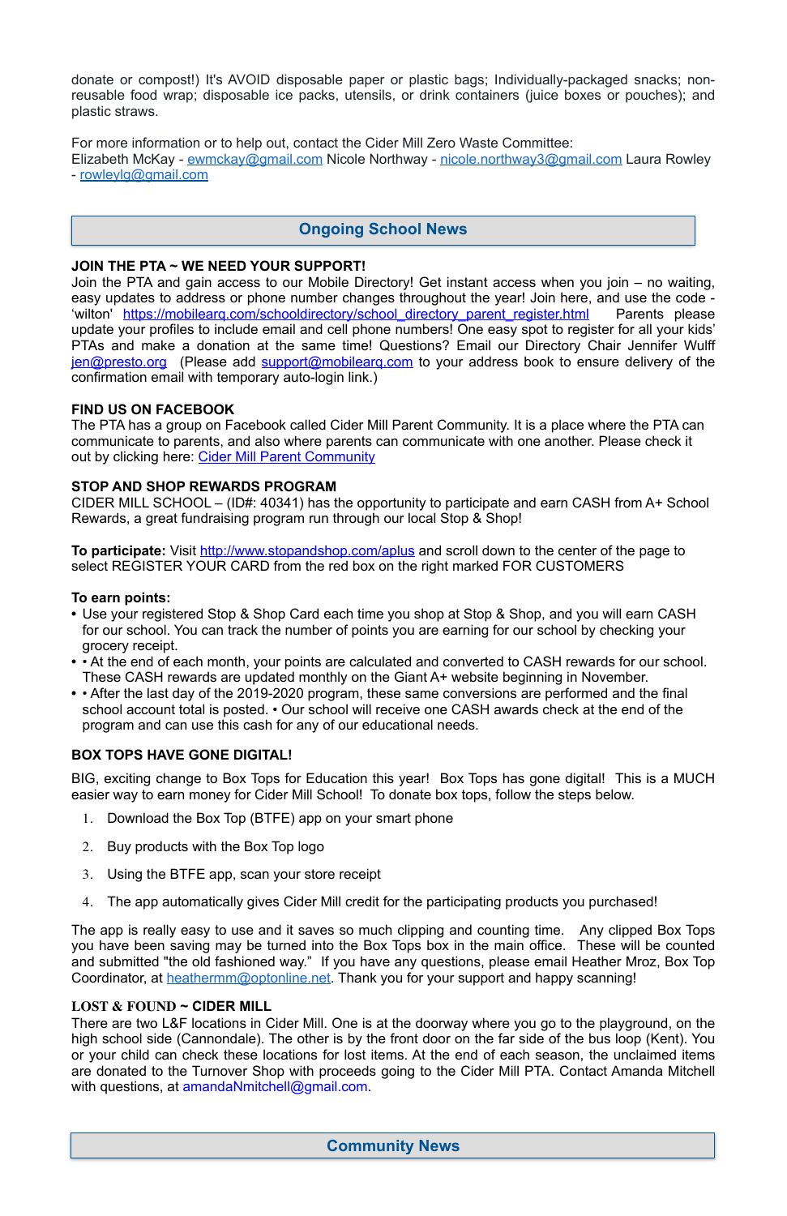donate or compost!) It's AVOID disposable paper or plastic bags; Individually-packaged snacks; non-reusable food wrap; disposable ice packs, utensils, or drink containers (juice boxes or pouches); and plastic straws.

For more information or to help out, contact the Cider Mill Zero Waste Committee:
Elizabeth McKay - ewmckay@gmail.com Nicole Northway - nicole.northway3@gmail.com Laura Rowley - rowleylg@gmail.com

## Ongoing School News

**JOIN THE PTA ~ WE NEED YOUR SUPPORT!**
Join the PTA and gain access to our Mobile Directory! Get instant access when you join – no waiting, easy updates to address or phone number changes throughout the year! Join here, and use the code - 'wilton' https://mobilearq.com/schooldirectory/school_directory_parent_register.html Parents please update your profiles to include email and cell phone numbers! One easy spot to register for all your kids' PTAs and make a donation at the same time! Questions? Email our Directory Chair Jennifer Wulff jen@presto.org (Please add support@mobilearq.com to your address book to ensure delivery of the confirmation email with temporary auto-login link.)

**FIND US ON FACEBOOK**
The PTA has a group on Facebook called Cider Mill Parent Community. It is a place where the PTA can communicate to parents, and also where parents can communicate with one another. Please check it out by clicking here: Cider Mill Parent Community

**STOP AND SHOP REWARDS PROGRAM**
CIDER MILL SCHOOL – (ID#: 40341) has the opportunity to participate and earn CASH from A+ School Rewards, a great fundraising program run through our local Stop & Shop!

**To participate:** Visit http://www.stopandshop.com/aplus and scroll down to the center of the page to select REGISTER YOUR CARD from the red box on the right marked FOR CUSTOMERS

**To earn points:**
- Use your registered Stop & Shop Card each time you shop at Stop & Shop, and you will earn CASH for our school. You can track the number of points you are earning for our school by checking your grocery receipt.
- • At the end of each month, your points are calculated and converted to CASH rewards for our school. These CASH rewards are updated monthly on the Giant A+ website beginning in November.
- • After the last day of the 2019-2020 program, these same conversions are performed and the final school account total is posted. • Our school will receive one CASH awards check at the end of the program and can use this cash for any of our educational needs.

**BOX TOPS HAVE GONE DIGITAL!**

BIG, exciting change to Box Tops for Education this year! Box Tops has gone digital! This is a MUCH easier way to earn money for Cider Mill School! To donate box tops, follow the steps below.

1. Download the Box Top (BTFE) app on your smart phone
2. Buy products with the Box Top logo
3. Using the BTFE app, scan your store receipt
4. The app automatically gives Cider Mill credit for the participating products you purchased!

The app is really easy to use and it saves so much clipping and counting time. Any clipped Box Tops you have been saving may be turned into the Box Tops box in the main office. These will be counted and submitted "the old fashioned way." If you have any questions, please email Heather Mroz, Box Top Coordinator, at heathermm@optonline.net. Thank you for your support and happy scanning!

**LOST & FOUND ~ CIDER MILL**
There are two L&F locations in Cider Mill. One is at the doorway where you go to the playground, on the high school side (Cannondale). The other is by the front door on the far side of the bus loop (Kent). You or your child can check these locations for lost items. At the end of each season, the unclaimed items are donated to the Turnover Shop with proceeds going to the Cider Mill PTA. Contact Amanda Mitchell with questions, at amandaNmitchell@gmail.com.

## Community News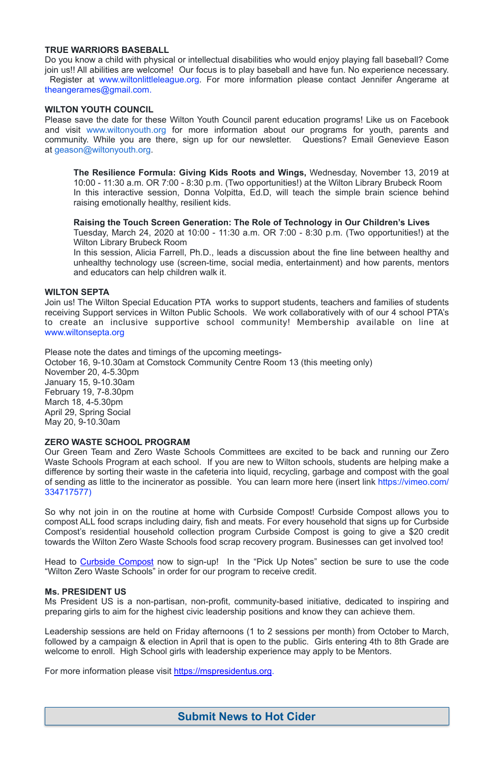**TRUE WARRIORS BASEBALL**

Do you know a child with physical or intellectual disabilities who would enjoy playing fall baseball? Come join us!! All abilities are welcome! Our focus is to play baseball and have fun. No experience necessary. Register at www.wiltonlittleleague.org. For more information please contact Jennifer Angerame at theangerames@gmail.com.

**WILTON YOUTH COUNCIL**

Please save the date for these Wilton Youth Council parent education programs! Like us on Facebook and visit www.wiltonyouth.org for more information about our programs for youth, parents and community. While you are there, sign up for our newsletter. Questions? Email Genevieve Eason at geason@wiltonyouth.org.

> **The Resilience Formula: Giving Kids Roots and Wings,** Wednesday, November 13, 2019 at 10:00 - 11:30 a.m. OR 7:00 - 8:30 p.m. (Two opportunities!) at the Wilton Library Brubeck Room
> In this interactive session, Donna Volpitta, Ed.D, will teach the simple brain science behind raising emotionally healthy, resilient kids.
>
> **Raising the Touch Screen Generation: The Role of Technology in Our Children's Lives**
> Tuesday, March 24, 2020 at 10:00 - 11:30 a.m. OR 7:00 - 8:30 p.m. (Two opportunities!) at the Wilton Library Brubeck Room
> In this session, Alicia Farrell, Ph.D., leads a discussion about the fine line between healthy and unhealthy technology use (screen-time, social media, entertainment) and how parents, mentors and educators can help children walk it.

**WILTON SEPTA**

Join us! The Wilton Special Education PTA works to support students, teachers and families of students receiving Support services in Wilton Public Schools. We work collaboratively with of our 4 school PTA's to create an inclusive supportive school community! Membership available on line at www.wiltonsepta.org

Please note the dates and timings of the upcoming meetings-
October 16, 9-10.30am at Comstock Community Centre Room 13 (this meeting only)
November 20, 4-5.30pm
January 15, 9-10.30am
February 19, 7-8.30pm
March 18, 4-5.30pm
April 29, Spring Social
May 20, 9-10.30am

**ZERO WASTE SCHOOL PROGRAM**

Our Green Team and Zero Waste Schools Committees are excited to be back and running our Zero Waste Schools Program at each school. If you are new to Wilton schools, students are helping make a difference by sorting their waste in the cafeteria into liquid, recycling, garbage and compost with the goal of sending as little to the incinerator as possible. You can learn more here (insert link https://vimeo.com/334717577)

So why not join in on the routine at home with Curbside Compost! Curbside Compost allows you to compost ALL food scraps including dairy, fish and meats. For every household that signs up for Curbside Compost's residential household collection program Curbside Compost is going to give a $20 credit towards the Wilton Zero Waste Schools food scrap recovery program. Businesses can get involved too!

Head to Curbside Compost now to sign-up! In the "Pick Up Notes" section be sure to use the code "Wilton Zero Waste Schools" in order for our program to receive credit.

**Ms. PRESIDENT US**

Ms President US is a non-partisan, non-profit, community-based initiative, dedicated to inspiring and preparing girls to aim for the highest civic leadership positions and know they can achieve them.

Leadership sessions are held on Friday afternoons (1 to 2 sessions per month) from October to March, followed by a campaign & election in April that is open to the public. Girls entering 4th to 8th Grade are welcome to enroll. High School girls with leadership experience may apply to be Mentors.

For more information please visit https://mspresidentus.org.

**Submit News to Hot Cider**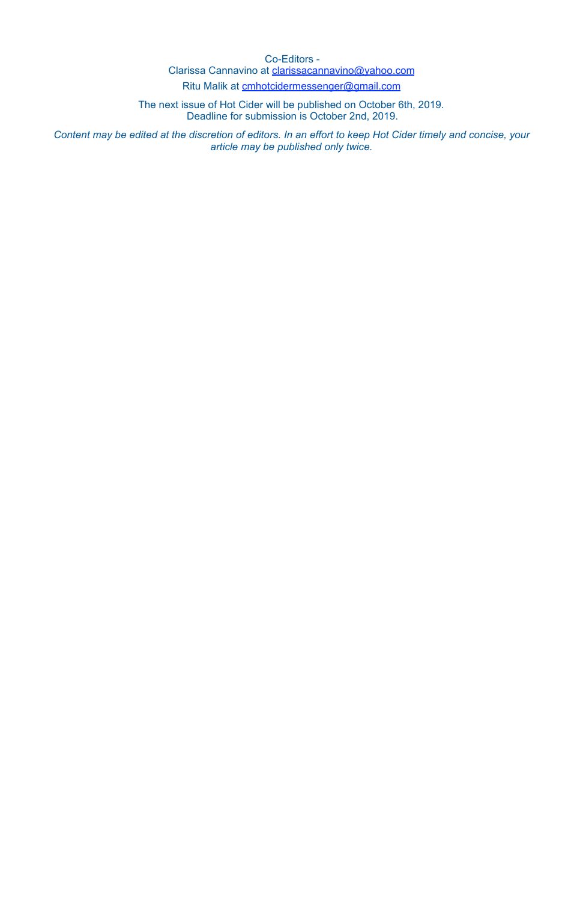Co-Editors -
Clarissa Cannavino at clarissacannavino@yahoo.com

Ritu Malik at cmhotcidermessenger@gmail.com

The next issue of Hot Cider will be published on October 6th, 2019.
Deadline for submission is October 2nd, 2019.

*Content may be edited at the discretion of editors. In an effort to keep Hot Cider timely and concise, your article may be published only twice.*